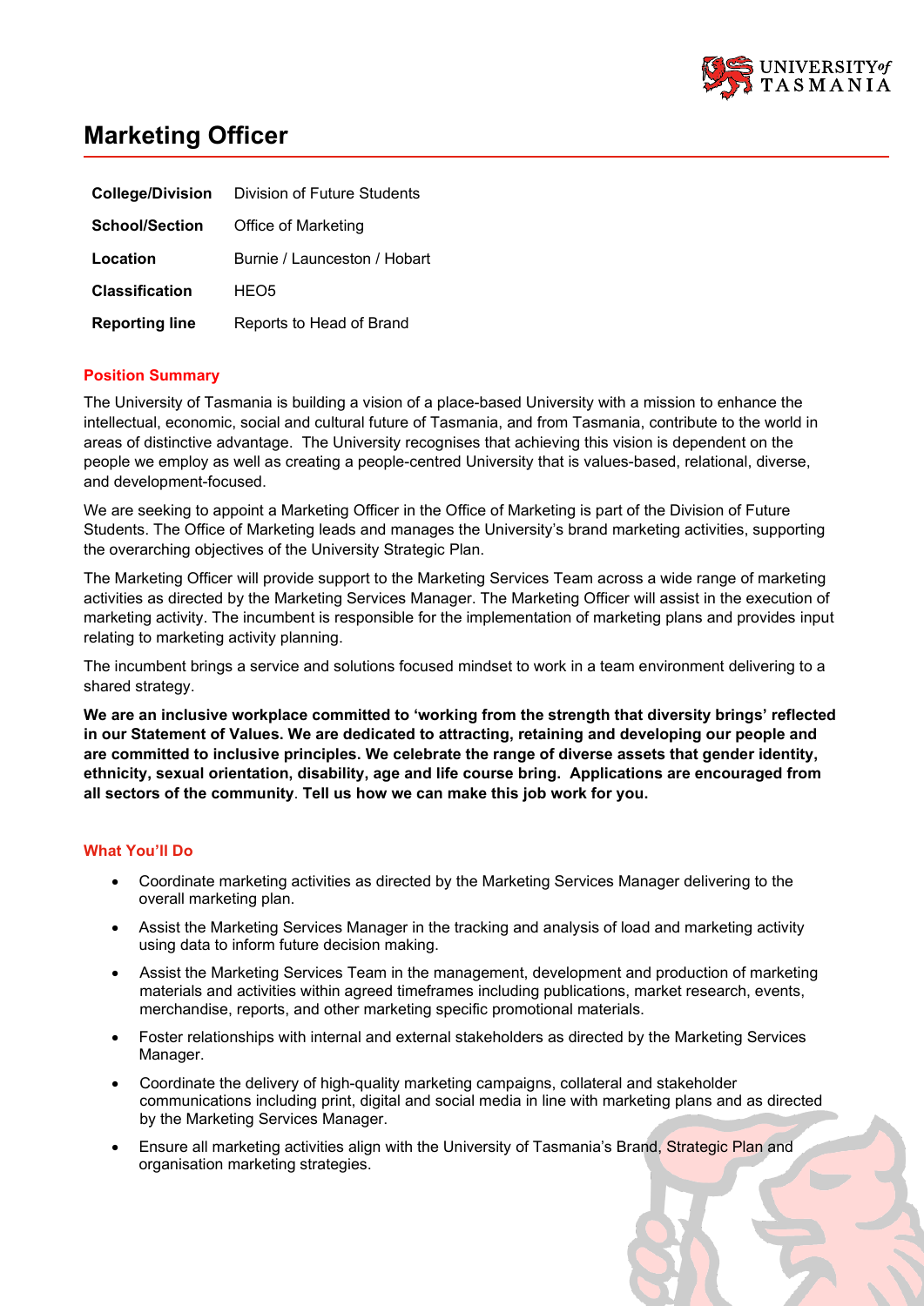# Marketing Officer

| | |
|---|---|
| **College/Division** | Division of Future Students |
| **School/Section** | Office of Marketing |
| **Location** | Burnie / Launceston / Hobart |
| **Classification** | HEO5 |
| **Reporting line** | Reports to Head of Brand |

## Position Summary

The University of Tasmania is building a vision of a place-based University with a mission to enhance the intellectual, economic, social and cultural future of Tasmania, and from Tasmania, contribute to the world in areas of distinctive advantage. The University recognises that achieving this vision is dependent on the people we employ as well as creating a people-centred University that is values-based, relational, diverse, and development-focused.

We are seeking to appoint a Marketing Officer in the Office of Marketing is part of the Division of Future Students. The Office of Marketing leads and manages the University's brand marketing activities, supporting the overarching objectives of the University Strategic Plan.

The Marketing Officer will provide support to the Marketing Services Team across a wide range of marketing activities as directed by the Marketing Services Manager. The Marketing Officer will assist in the execution of marketing activity. The incumbent is responsible for the implementation of marketing plans and provides input relating to marketing activity planning.

The incumbent brings a service and solutions focused mindset to work in a team environment delivering to a shared strategy.

**We are an inclusive workplace committed to 'working from the strength that diversity brings' reflected in our Statement of Values. We are dedicated to attracting, retaining and developing our people and are committed to inclusive principles. We celebrate the range of diverse assets that gender identity, ethnicity, sexual orientation, disability, age and life course bring. Applications are encouraged from all sectors of the community**. **Tell us how we can make this job work for you.**

## What You'll Do

- Coordinate marketing activities as directed by the Marketing Services Manager delivering to the overall marketing plan.
- Assist the Marketing Services Manager in the tracking and analysis of load and marketing activity using data to inform future decision making.
- Assist the Marketing Services Team in the management, development and production of marketing materials and activities within agreed timeframes including publications, market research, events, merchandise, reports, and other marketing specific promotional materials.
- Foster relationships with internal and external stakeholders as directed by the Marketing Services Manager.
- Coordinate the delivery of high-quality marketing campaigns, collateral and stakeholder communications including print, digital and social media in line with marketing plans and as directed by the Marketing Services Manager.
- Ensure all marketing activities align with the University of Tasmania's Brand, Strategic Plan and organisation marketing strategies.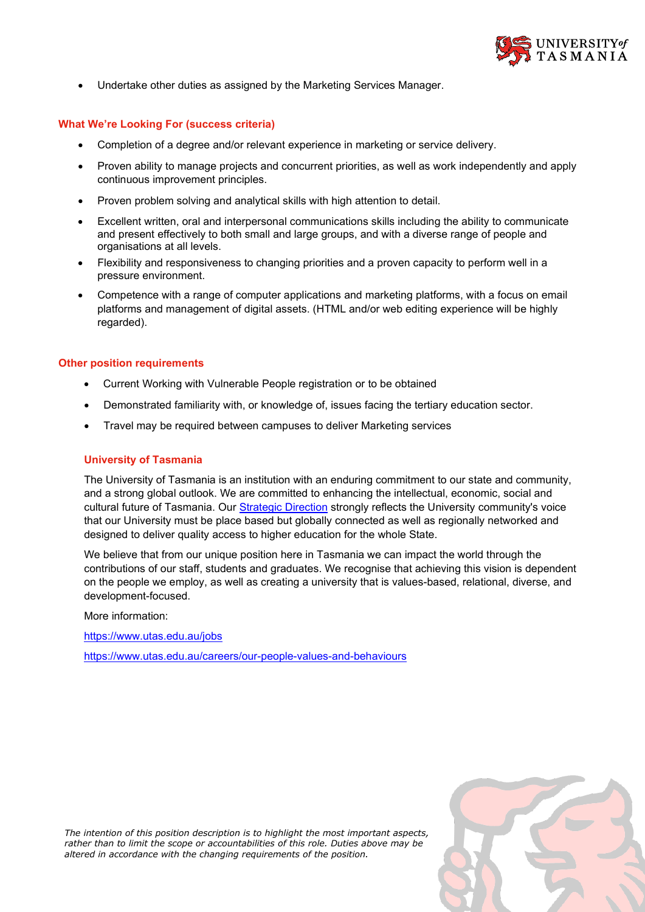- Undertake other duties as assigned by the Marketing Services Manager.

### What We're Looking For (success criteria)

- Completion of a degree and/or relevant experience in marketing or service delivery.
- Proven ability to manage projects and concurrent priorities, as well as work independently and apply continuous improvement principles.
- Proven problem solving and analytical skills with high attention to detail.
- Excellent written, oral and interpersonal communications skills including the ability to communicate and present effectively to both small and large groups, and with a diverse range of people and organisations at all levels.
- Flexibility and responsiveness to changing priorities and a proven capacity to perform well in a pressure environment.
- Competence with a range of computer applications and marketing platforms, with a focus on email platforms and management of digital assets. (HTML and/or web editing experience will be highly regarded).

### Other position requirements

- Current Working with Vulnerable People registration or to be obtained
- Demonstrated familiarity with, or knowledge of, issues facing the tertiary education sector.
- Travel may be required between campuses to deliver Marketing services

### University of Tasmania

The University of Tasmania is an institution with an enduring commitment to our state and community, and a strong global outlook. We are committed to enhancing the intellectual, economic, social and cultural future of Tasmania. Our [Strategic Direction] strongly reflects the University community's voice that our University must be place based but globally connected as well as regionally networked and designed to deliver quality access to higher education for the whole State.

We believe that from our unique position here in Tasmania we can impact the world through the contributions of our staff, students and graduates. We recognise that achieving this vision is dependent on the people we employ, as well as creating a university that is values-based, relational, diverse, and development-focused.

More information:

https://www.utas.edu.au/jobs

https://www.utas.edu.au/careers/our-people-values-and-behaviours

*The intention of this position description is to highlight the most important aspects, rather than to limit the scope or accountabilities of this role. Duties above may be altered in accordance with the changing requirements of the position.*